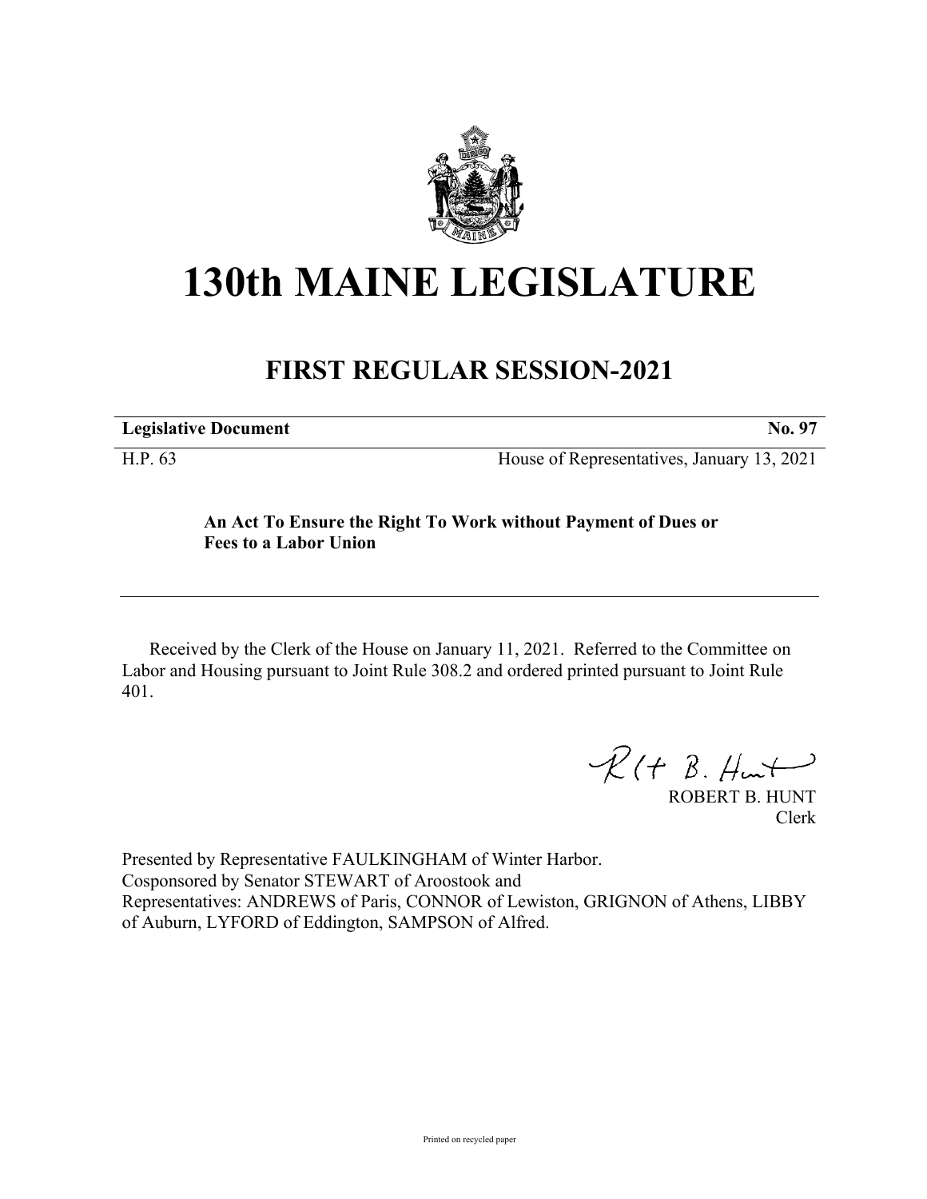# 130th MAINE LEGISLATURE

## FIRST REGULAR SESSION-2021

| **Legislative Document** | **No. 97** |
|---|---|
| H.P. 63 | House of Representatives, January 13, 2021 |

**An Act To Ensure the Right To Work without Payment of Dues or Fees to a Labor Union**

Received by the Clerk of the House on January 11, 2021. Referred to the Committee on Labor and Housing pursuant to Joint Rule 308.2 and ordered printed pursuant to Joint Rule 401.

ROBERT B. HUNT
Clerk

Presented by Representative FAULKINGHAM of Winter Harbor.
Cosponsored by Senator STEWART of Aroostook and
Representatives: ANDREWS of Paris, CONNOR of Lewiston, GRIGNON of Athens, LIBBY of Auburn, LYFORD of Eddington, SAMPSON of Alfred.

Printed on recycled paper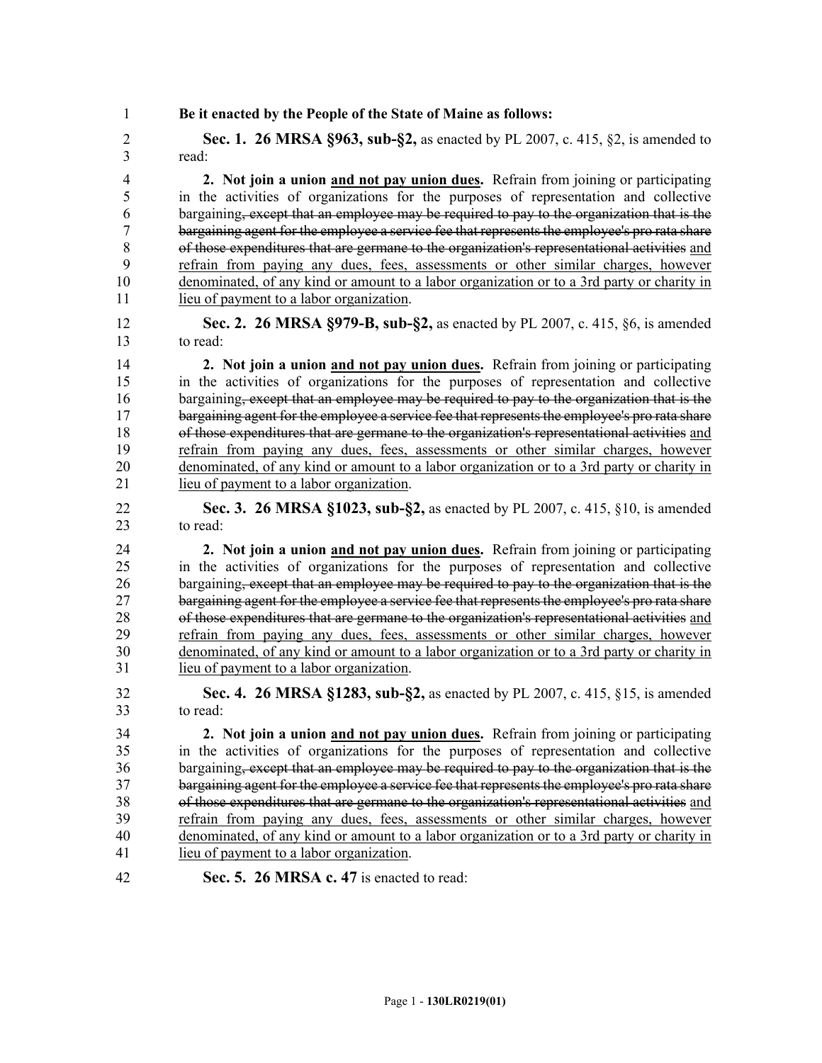**Be it enacted by the People of the State of Maine as follows:**

**Sec. 1. 26 MRSA §963, sub-§2,** as enacted by PL 2007, c. 415, §2, is amended to read:

**2. Not join a union <u>and not pay union dues</u>.** Refrain from joining or participating in the activities of organizations for the purposes of representation and collective bargaining~~, except that an employee may be required to pay to the organization that is the bargaining agent for the employee a service fee that represents the employee's pro rata share of those expenditures that are germane to the organization's representational activities~~ <u>and refrain from paying any dues, fees, assessments or other similar charges, however denominated, of any kind or amount to a labor organization or to a 3rd party or charity in lieu of payment to a labor organization</u>.

**Sec. 2. 26 MRSA §979-B, sub-§2,** as enacted by PL 2007, c. 415, §6, is amended to read:

**2. Not join a union <u>and not pay union dues</u>.** Refrain from joining or participating in the activities of organizations for the purposes of representation and collective bargaining~~, except that an employee may be required to pay to the organization that is the bargaining agent for the employee a service fee that represents the employee's pro rata share of those expenditures that are germane to the organization's representational activities~~ <u>and refrain from paying any dues, fees, assessments or other similar charges, however denominated, of any kind or amount to a labor organization or to a 3rd party or charity in lieu of payment to a labor organization</u>.

**Sec. 3. 26 MRSA §1023, sub-§2,** as enacted by PL 2007, c. 415, §10, is amended to read:

**2. Not join a union <u>and not pay union dues</u>.** Refrain from joining or participating in the activities of organizations for the purposes of representation and collective bargaining~~, except that an employee may be required to pay to the organization that is the bargaining agent for the employee a service fee that represents the employee's pro rata share of those expenditures that are germane to the organization's representational activities~~ <u>and refrain from paying any dues, fees, assessments or other similar charges, however denominated, of any kind or amount to a labor organization or to a 3rd party or charity in lieu of payment to a labor organization</u>.

**Sec. 4. 26 MRSA §1283, sub-§2,** as enacted by PL 2007, c. 415, §15, is amended to read:

**2. Not join a union <u>and not pay union dues</u>.** Refrain from joining or participating in the activities of organizations for the purposes of representation and collective bargaining~~, except that an employee may be required to pay to the organization that is the bargaining agent for the employee a service fee that represents the employee's pro rata share of those expenditures that are germane to the organization's representational activities~~ <u>and refrain from paying any dues, fees, assessments or other similar charges, however denominated, of any kind or amount to a labor organization or to a 3rd party or charity in lieu of payment to a labor organization</u>.

**Sec. 5. 26 MRSA c. 47** is enacted to read: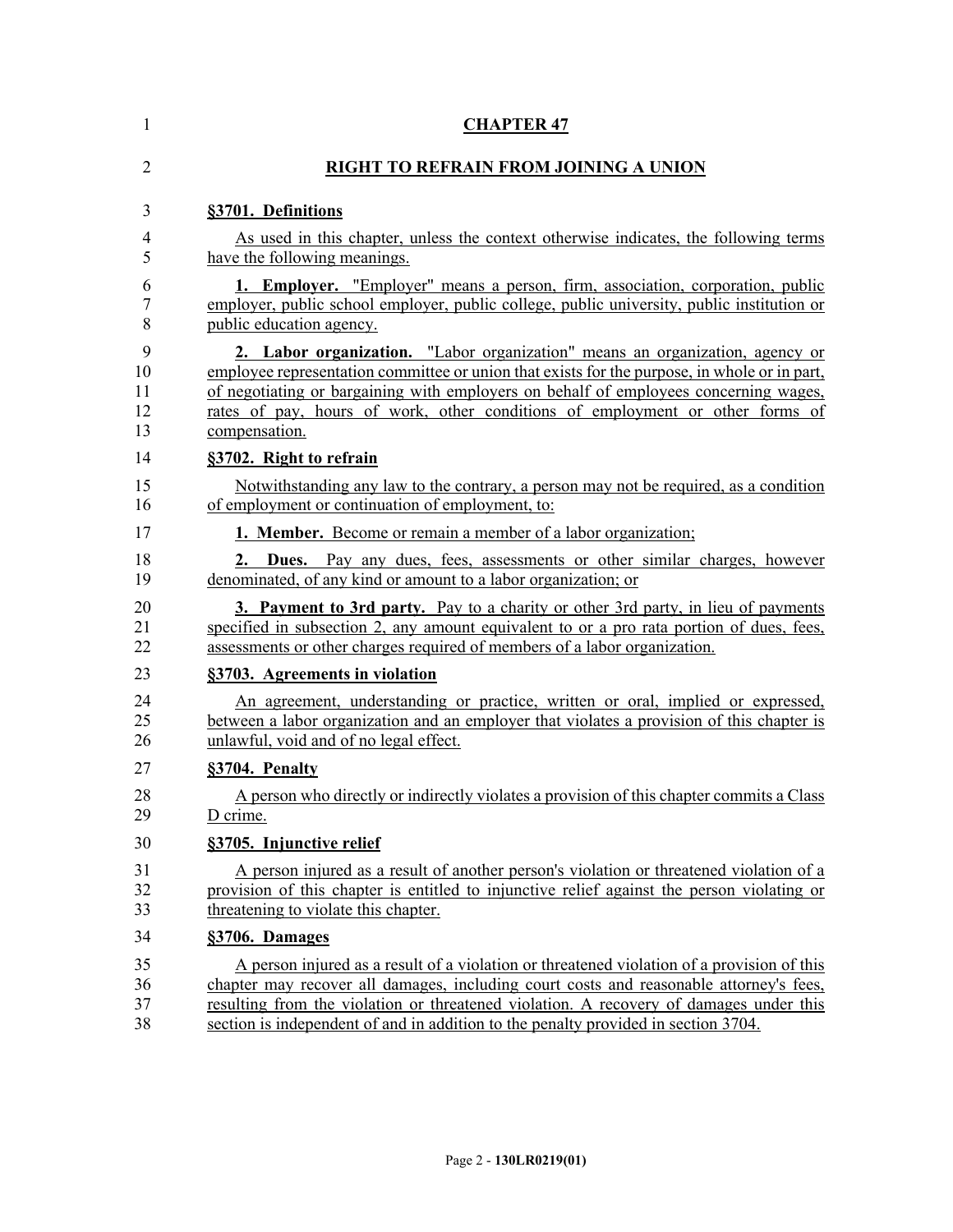# CHAPTER 47

## RIGHT TO REFRAIN FROM JOINING A UNION

### §3701. Definitions

As used in this chapter, unless the context otherwise indicates, the following terms have the following meanings.

**1. Employer.** "Employer" means a person, firm, association, corporation, public employer, public school employer, public college, public university, public institution or public education agency.

**2. Labor organization.** "Labor organization" means an organization, agency or employee representation committee or union that exists for the purpose, in whole or in part, of negotiating or bargaining with employers on behalf of employees concerning wages, rates of pay, hours of work, other conditions of employment or other forms of compensation.

### §3702. Right to refrain

Notwithstanding any law to the contrary, a person may not be required, as a condition of employment or continuation of employment, to:

**1. Member.** Become or remain a member of a labor organization;

**2. Dues.** Pay any dues, fees, assessments or other similar charges, however denominated, of any kind or amount to a labor organization; or

**3. Payment to 3rd party.** Pay to a charity or other 3rd party, in lieu of payments specified in subsection 2, any amount equivalent to or a pro rata portion of dues, fees, assessments or other charges required of members of a labor organization.

### §3703. Agreements in violation

An agreement, understanding or practice, written or oral, implied or expressed, between a labor organization and an employer that violates a provision of this chapter is unlawful, void and of no legal effect.

### §3704. Penalty

A person who directly or indirectly violates a provision of this chapter commits a Class D crime.

### §3705. Injunctive relief

A person injured as a result of another person's violation or threatened violation of a provision of this chapter is entitled to injunctive relief against the person violating or threatening to violate this chapter.

### §3706. Damages

A person injured as a result of a violation or threatened violation of a provision of this chapter may recover all damages, including court costs and reasonable attorney's fees, resulting from the violation or threatened violation. A recovery of damages under this section is independent of and in addition to the penalty provided in section 3704.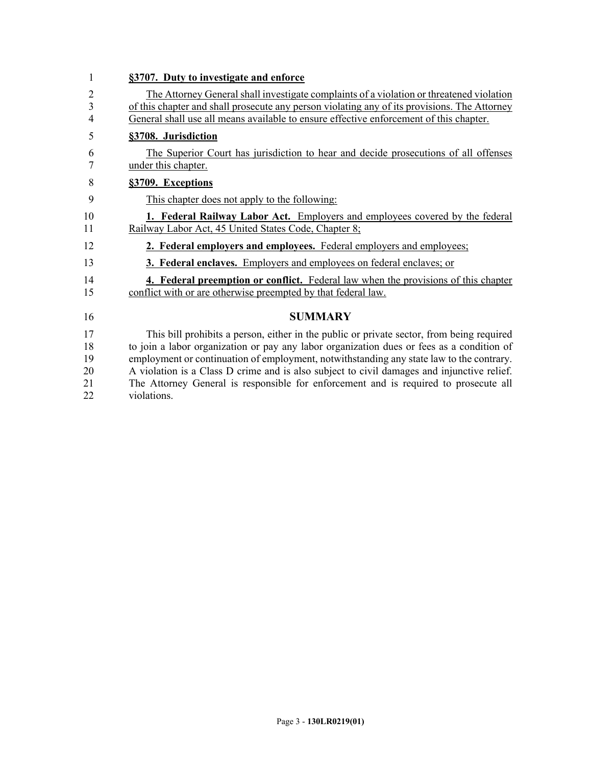**§3707. Duty to investigate and enforce**

The Attorney General shall investigate complaints of a violation or threatened violation of this chapter and shall prosecute any person violating any of its provisions. The Attorney General shall use all means available to ensure effective enforcement of this chapter.

**§3708. Jurisdiction**

The Superior Court has jurisdiction to hear and decide prosecutions of all offenses under this chapter.

**§3709. Exceptions**

This chapter does not apply to the following:

**1. Federal Railway Labor Act.** Employers and employees covered by the federal Railway Labor Act, 45 United States Code, Chapter 8;

**2. Federal employers and employees.** Federal employers and employees;

**3. Federal enclaves.** Employers and employees on federal enclaves; or

**4. Federal preemption or conflict.** Federal law when the provisions of this chapter conflict with or are otherwise preempted by that federal law.

## SUMMARY

This bill prohibits a person, either in the public or private sector, from being required to join a labor organization or pay any labor organization dues or fees as a condition of employment or continuation of employment, notwithstanding any state law to the contrary. A violation is a Class D crime and is also subject to civil damages and injunctive relief. The Attorney General is responsible for enforcement and is required to prosecute all violations.